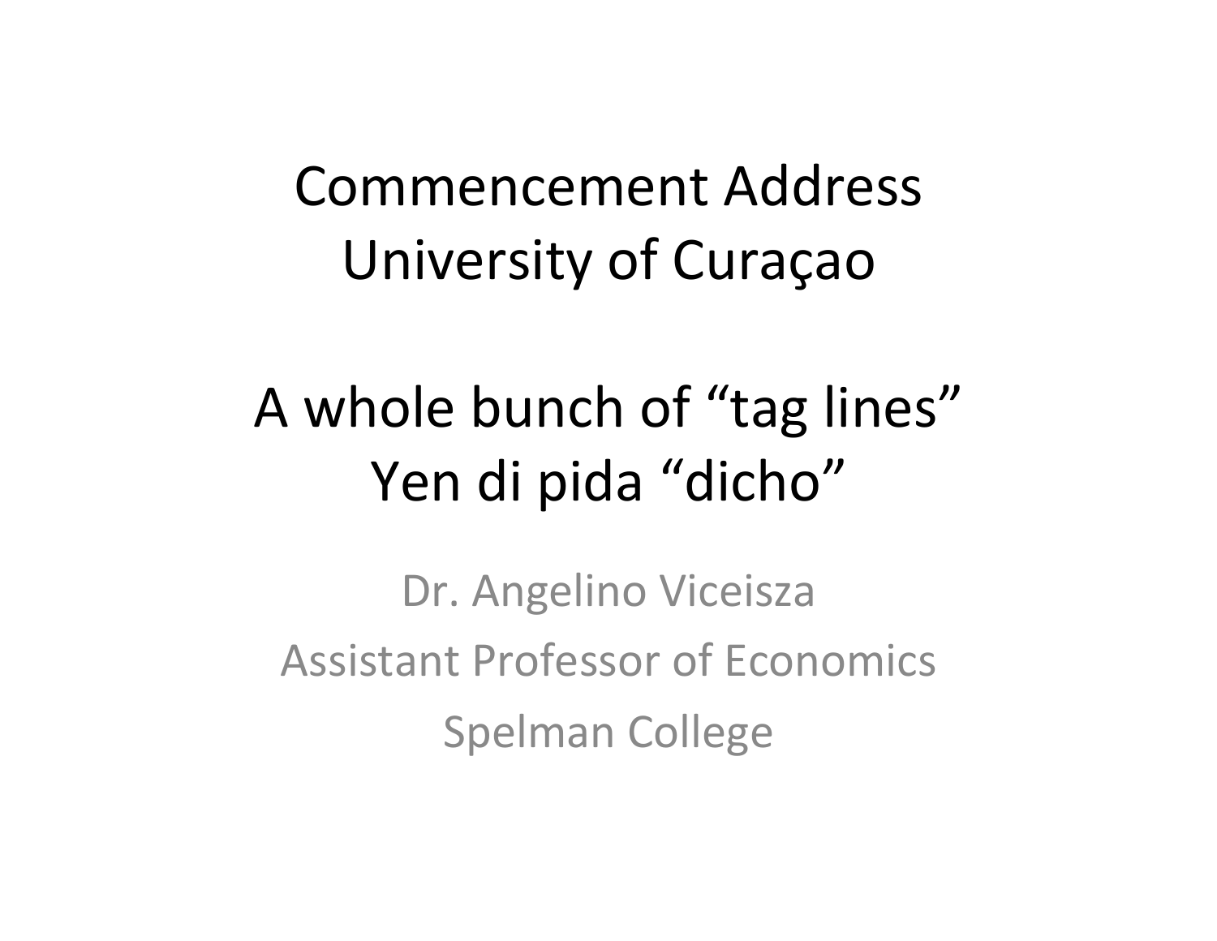# Commencement Address
# University of Curaçao

# A whole bunch of "tag lines"
# Yen di pida "dicho"

Dr. Angelino Viceisza

Assistant Professor of Economics

Spelman College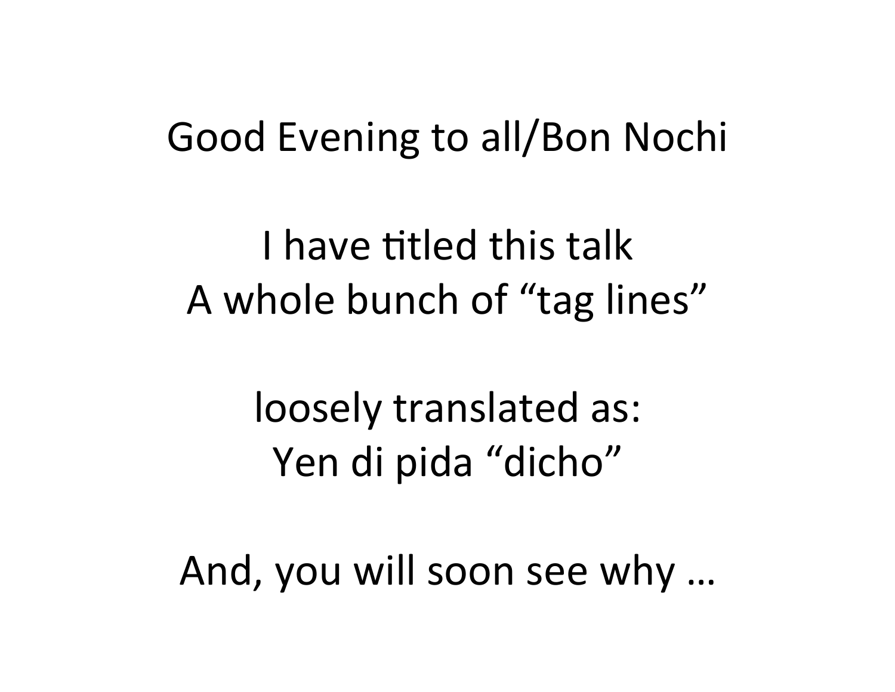Good Evening to all/Bon Nochi

I have titled this talk
A whole bunch of "tag lines"

loosely translated as:
Yen di pida "dicho"

And, you will soon see why …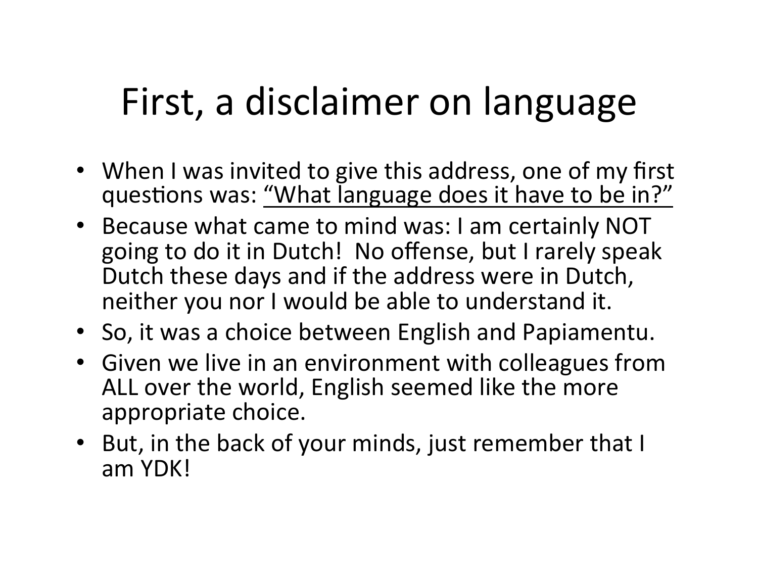# First, a disclaimer on language

- When I was invited to give this address, one of my first questions was: <u>"What language does it have to be in?"</u>
- Because what came to mind was: I am certainly NOT going to do it in Dutch! No offense, but I rarely speak Dutch these days and if the address were in Dutch, neither you nor I would be able to understand it.
- So, it was a choice between English and Papiamentu.
- Given we live in an environment with colleagues from ALL over the world, English seemed like the more appropriate choice.
- But, in the back of your minds, just remember that I am YDK!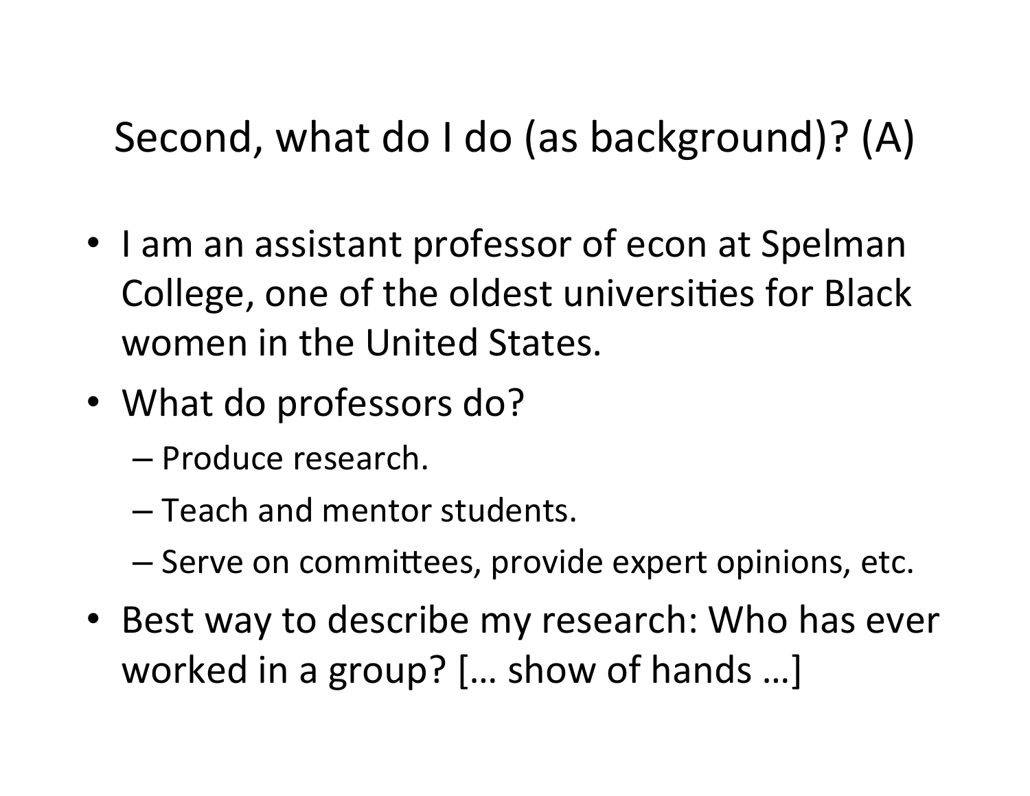# Second, what do I do (as background)? (A)

- I am an assistant professor of econ at Spelman College, one of the oldest universities for Black women in the United States.
- What do professors do?
  - Produce research.
  - Teach and mentor students.
  - Serve on committees, provide expert opinions, etc.
- Best way to describe my research: Who has ever worked in a group? [… show of hands …]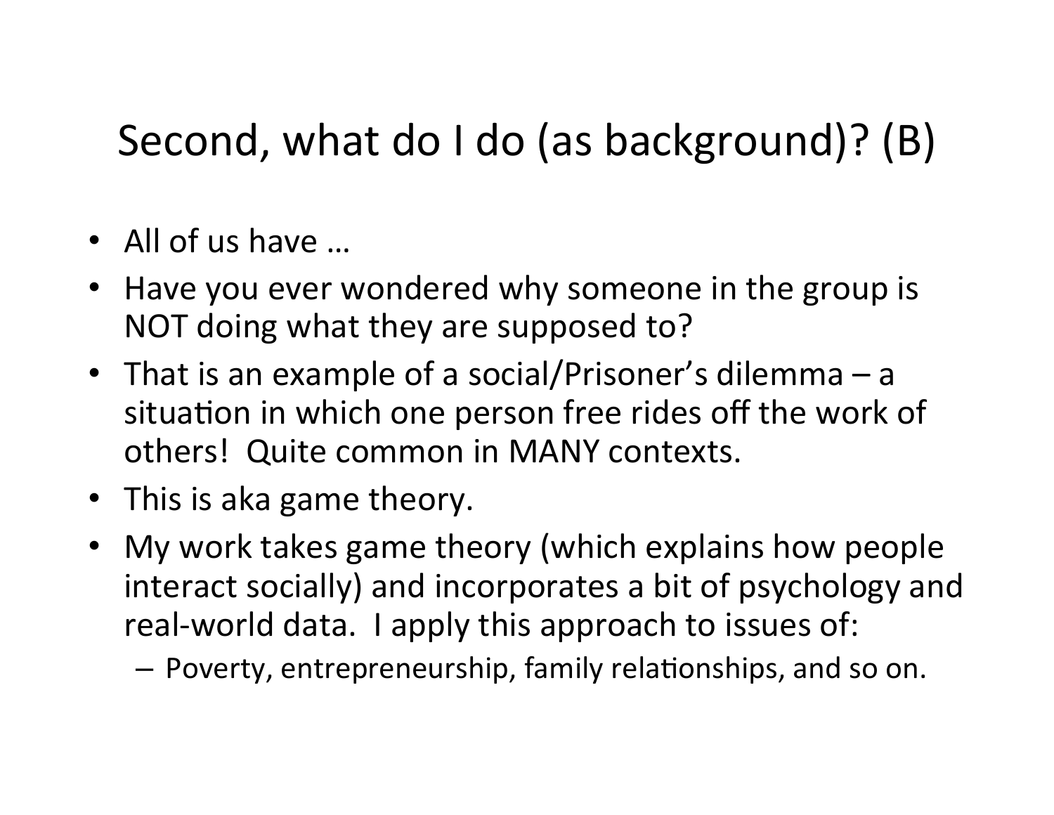# Second, what do I do (as background)? (B)

- All of us have …
- Have you ever wondered why someone in the group is NOT doing what they are supposed to?
- That is an example of a social/Prisoner's dilemma – a situation in which one person free rides off the work of others! Quite common in MANY contexts.
- This is aka game theory.
- My work takes game theory (which explains how people interact socially) and incorporates a bit of psychology and real-world data. I apply this approach to issues of:
  – Poverty, entrepreneurship, family relationships, and so on.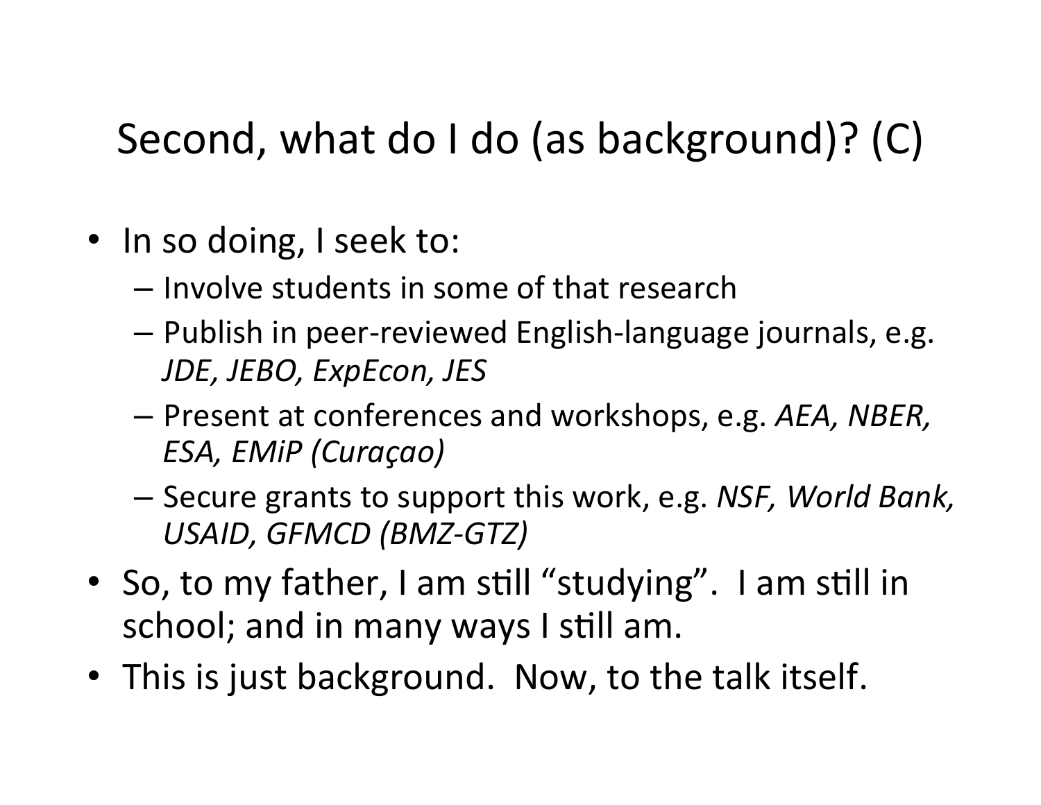# Second, what do I do (as background)? (C)

- In so doing, I seek to:
  - Involve students in some of that research
  - Publish in peer-reviewed English-language journals, e.g. *JDE, JEBO, ExpEcon, JES*
  - Present at conferences and workshops, e.g. *AEA, NBER, ESA, EMiP (Curaçao)*
  - Secure grants to support this work, e.g. *NSF, World Bank, USAID, GFMCD (BMZ-GTZ)*
- So, to my father, I am still "studying". I am still in school; and in many ways I still am.
- This is just background. Now, to the talk itself.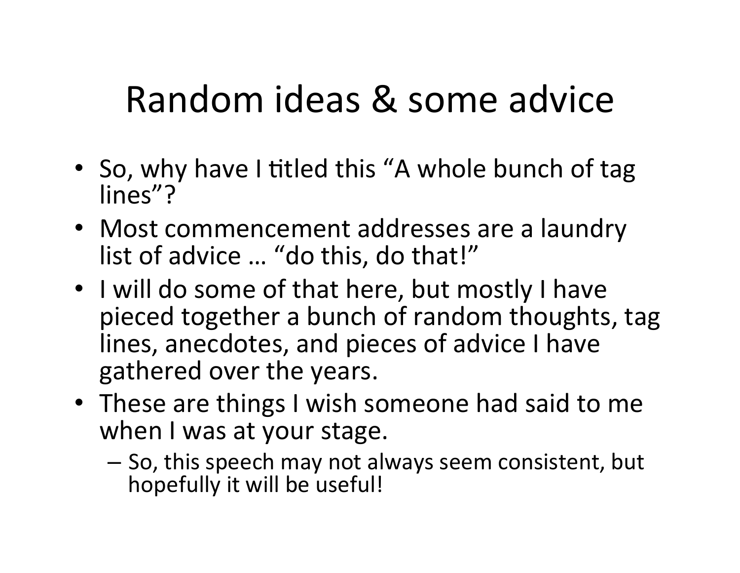# Random ideas & some advice

- So, why have I titled this "A whole bunch of tag lines"?
- Most commencement addresses are a laundry list of advice … "do this, do that!"
- I will do some of that here, but mostly I have pieced together a bunch of random thoughts, tag lines, anecdotes, and pieces of advice I have gathered over the years.
- These are things I wish someone had said to me when I was at your stage.
  - So, this speech may not always seem consistent, but hopefully it will be useful!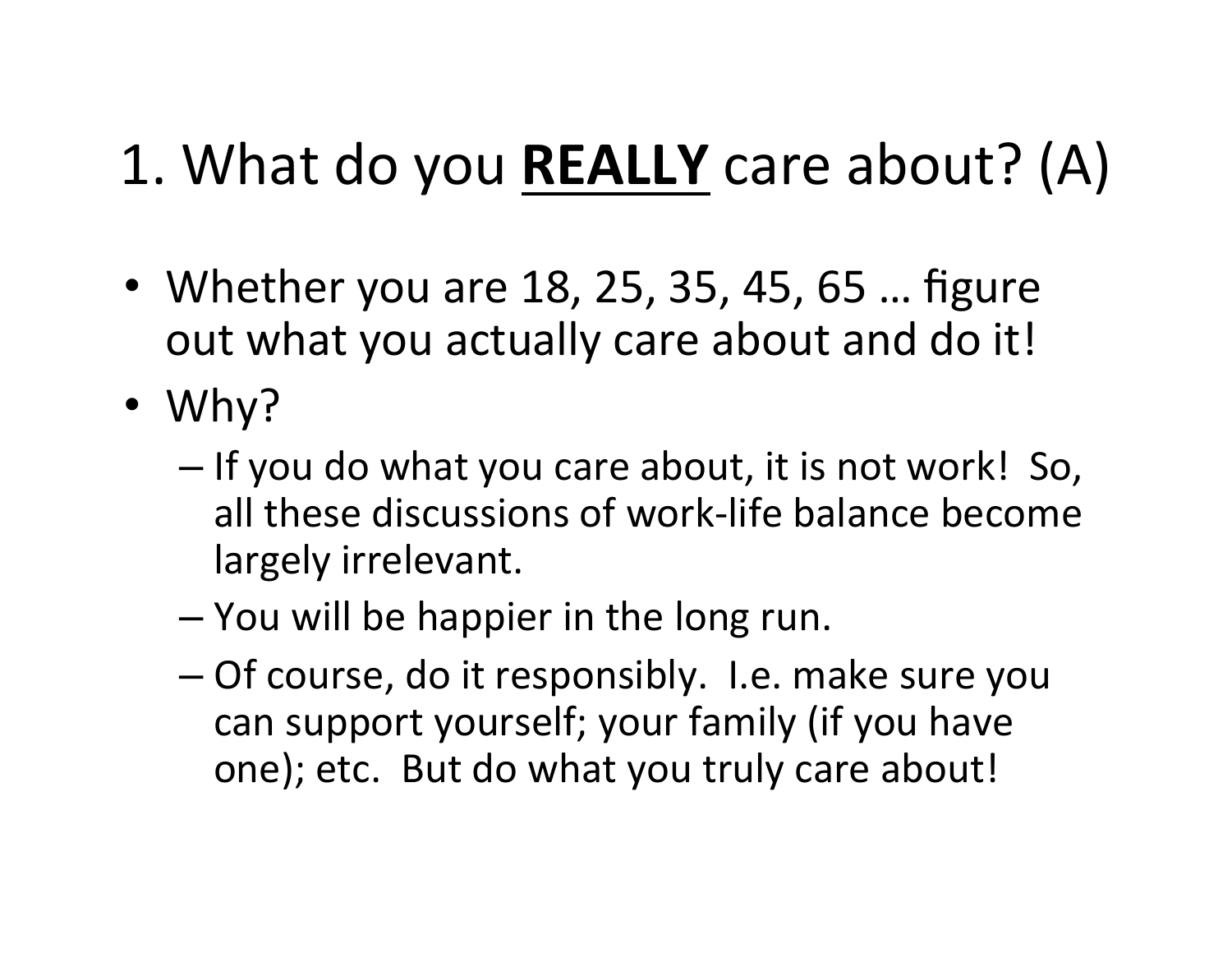# 1. What do you **REALLY** care about? (A)

- Whether you are 18, 25, 35, 45, 65 … figure out what you actually care about and do it!
- Why?
  - If you do what you care about, it is not work! So, all these discussions of work-life balance become largely irrelevant.
  - You will be happier in the long run.
  - Of course, do it responsibly. I.e. make sure you can support yourself; your family (if you have one); etc. But do what you truly care about!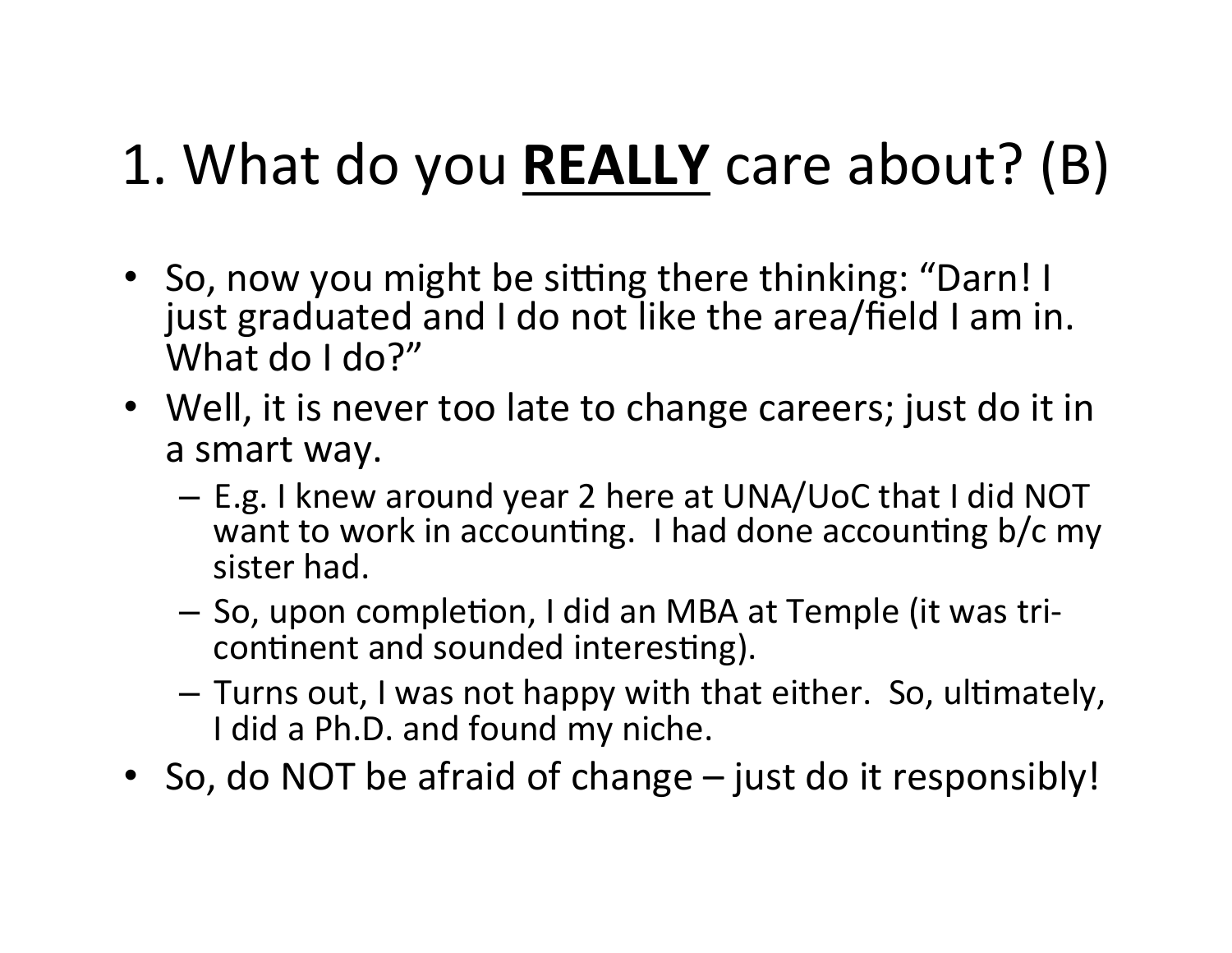# 1. What do you **REALLY** care about? (B)

- So, now you might be sitting there thinking: "Darn! I just graduated and I do not like the area/field I am in. What do I do?"
- Well, it is never too late to change careers; just do it in a smart way.
  - E.g. I knew around year 2 here at UNA/UoC that I did NOT want to work in accounting. I had done accounting b/c my sister had.
  - So, upon completion, I did an MBA at Temple (it was tri-continent and sounded interesting).
  - Turns out, I was not happy with that either. So, ultimately, I did a Ph.D. and found my niche.
- So, do NOT be afraid of change – just do it responsibly!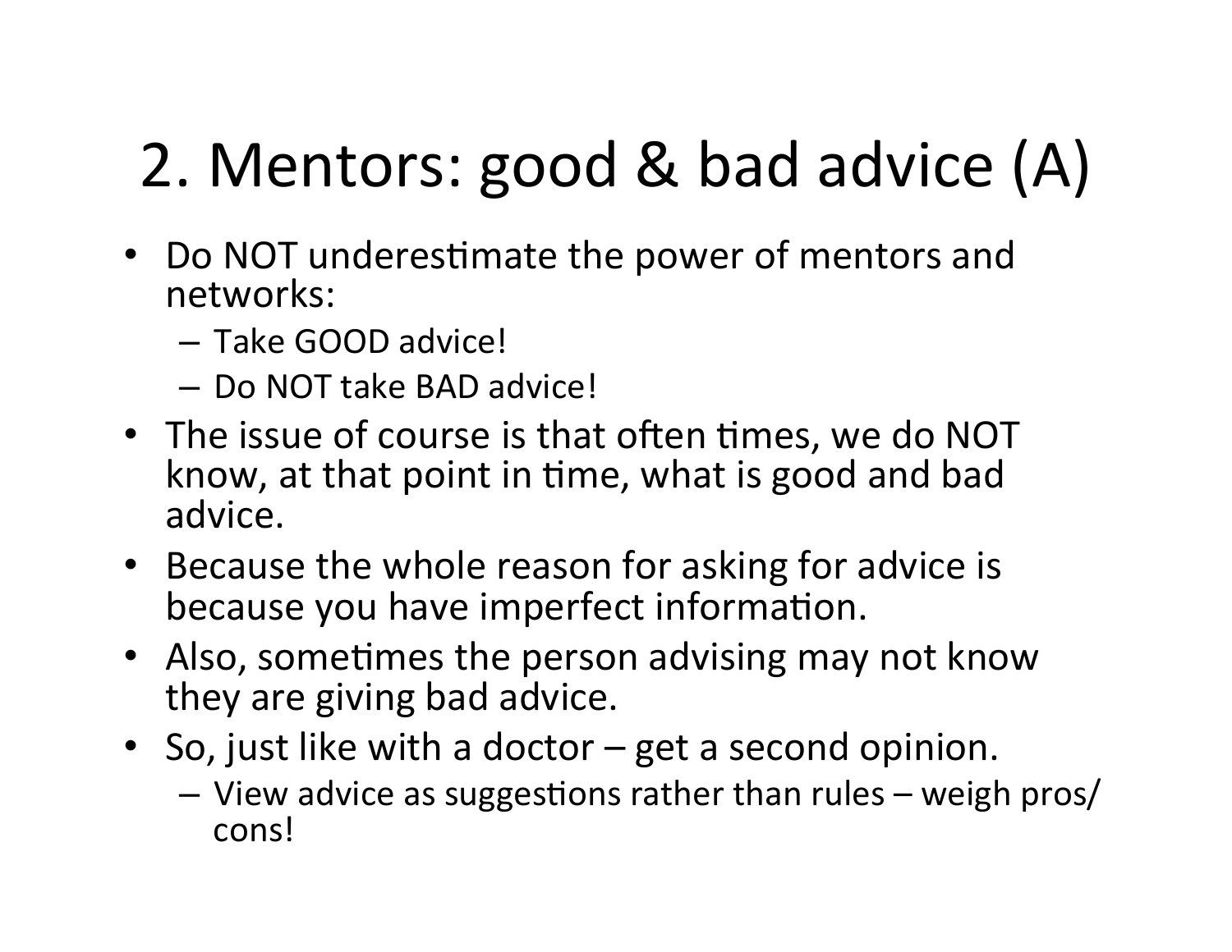# 2. Mentors: good & bad advice (A)

- Do NOT underestimate the power of mentors and networks:
  - Take GOOD advice!
  - Do NOT take BAD advice!
- The issue of course is that often times, we do NOT know, at that point in time, what is good and bad advice.
- Because the whole reason for asking for advice is because you have imperfect information.
- Also, sometimes the person advising may not know they are giving bad advice.
- So, just like with a doctor – get a second opinion.
  - View advice as suggestions rather than rules – weigh pros/cons!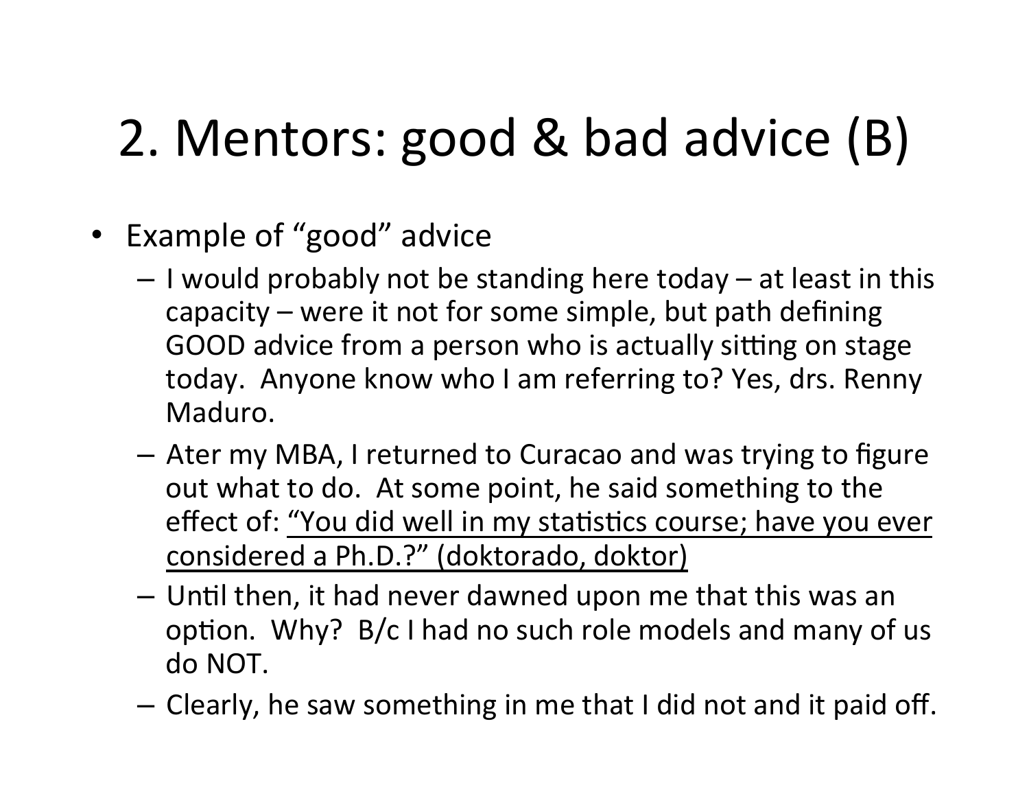# 2. Mentors: good & bad advice (B)

- Example of "good" advice
  - I would probably not be standing here today – at least in this capacity – were it not for some simple, but path defining GOOD advice from a person who is actually sitting on stage today. Anyone know who I am referring to? Yes, drs. Renny Maduro.
  - Ater my MBA, I returned to Curacao and was trying to figure out what to do. At some point, he said something to the effect of: <u>"You did well in my statistics course; have you ever considered a Ph.D.?" (doktorado, doktor)</u>
  - Until then, it had never dawned upon me that this was an option. Why? B/c I had no such role models and many of us do NOT.
  - Clearly, he saw something in me that I did not and it paid off.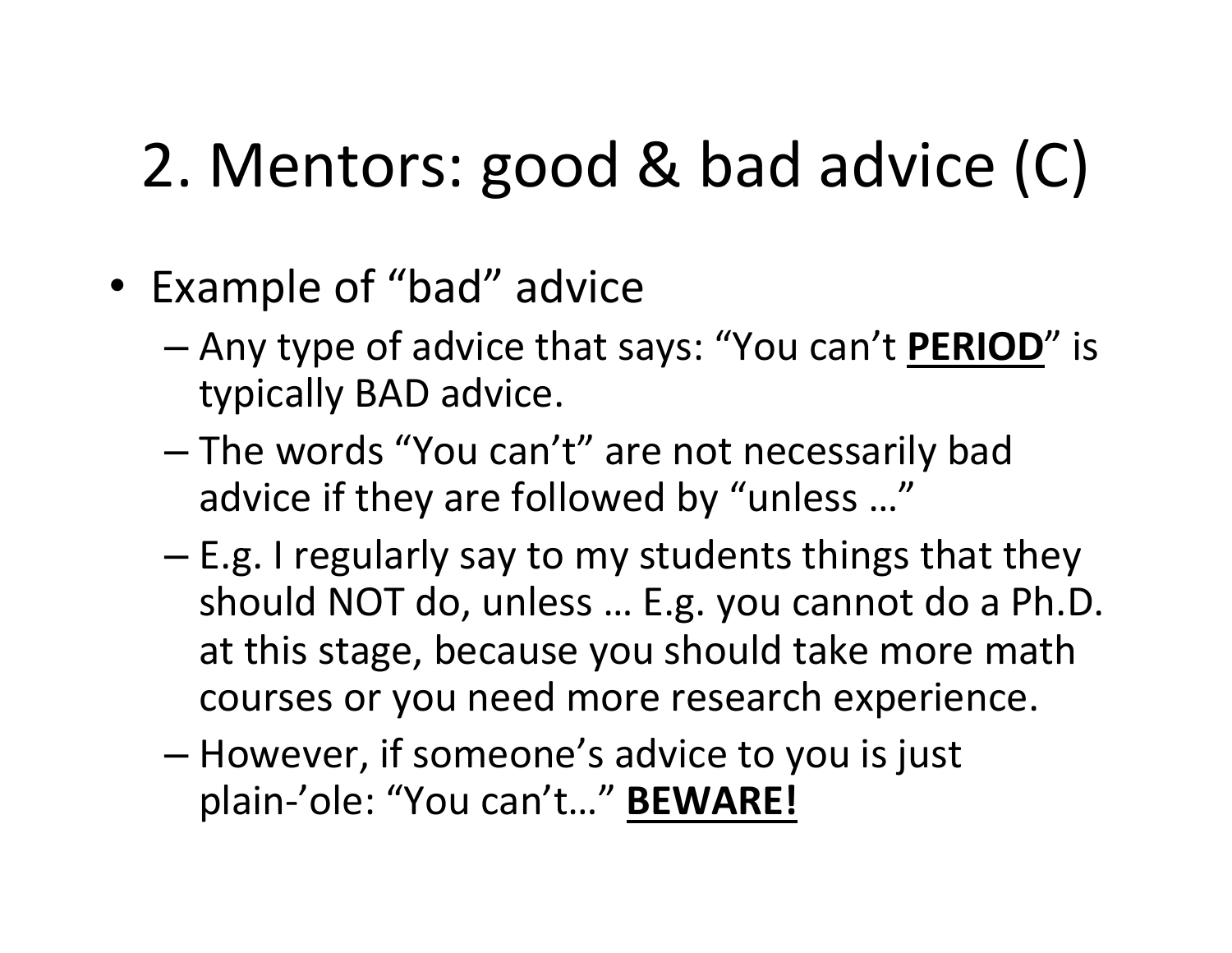# 2. Mentors: good & bad advice (C)

- Example of "bad" advice
  - Any type of advice that says: "You can't **PERIOD**" is typically BAD advice.
  - The words "You can't" are not necessarily bad advice if they are followed by "unless …"
  - E.g. I regularly say to my students things that they should NOT do, unless … E.g. you cannot do a Ph.D. at this stage, because you should take more math courses or you need more research experience.
  - However, if someone's advice to you is just plain-'ole: "You can't…" **BEWARE!**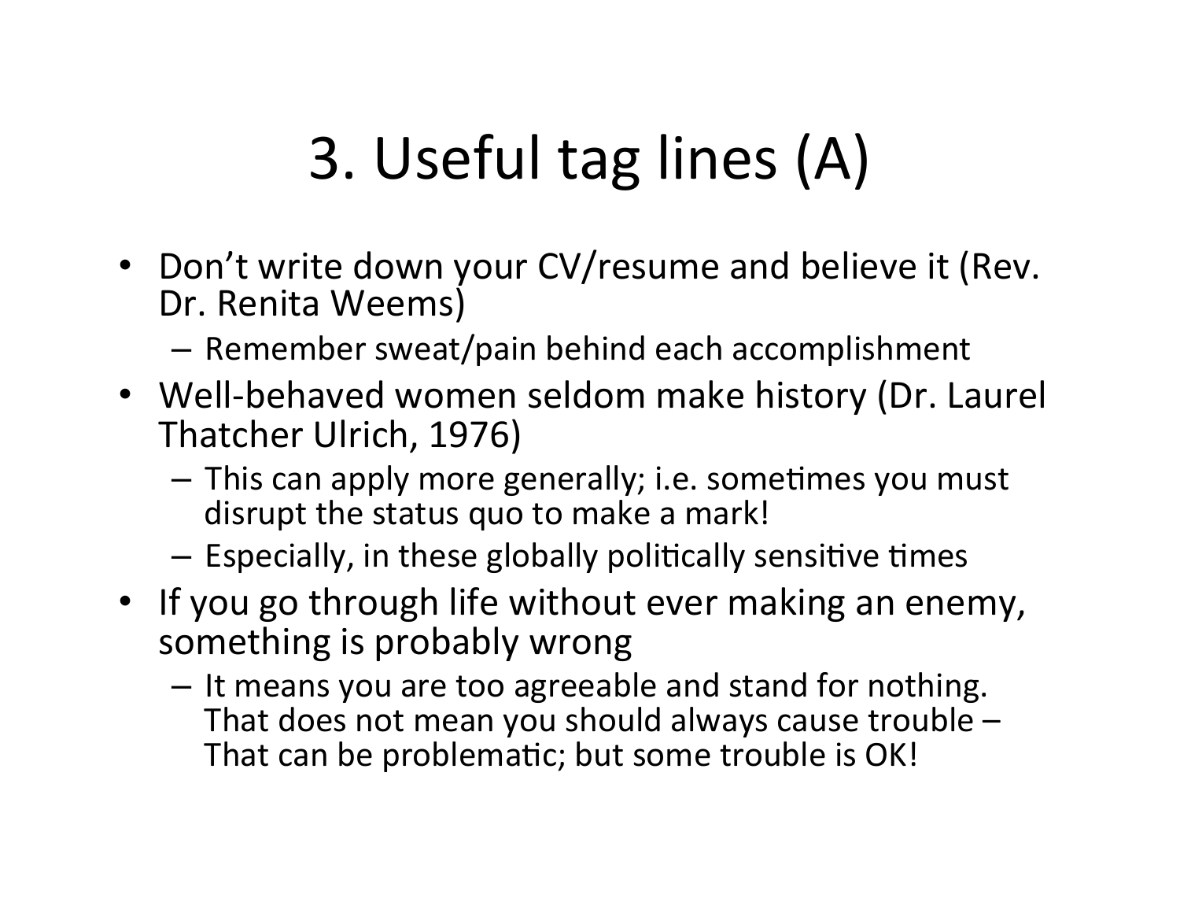# 3. Useful tag lines (A)

- Don't write down your CV/resume and believe it (Rev. Dr. Renita Weems)
  - Remember sweat/pain behind each accomplishment
- Well-behaved women seldom make history (Dr. Laurel Thatcher Ulrich, 1976)
  - This can apply more generally; i.e. sometimes you must disrupt the status quo to make a mark!
  - Especially, in these globally politically sensitive times
- If you go through life without ever making an enemy, something is probably wrong
  - It means you are too agreeable and stand for nothing. That does not mean you should always cause trouble – That can be problematic; but some trouble is OK!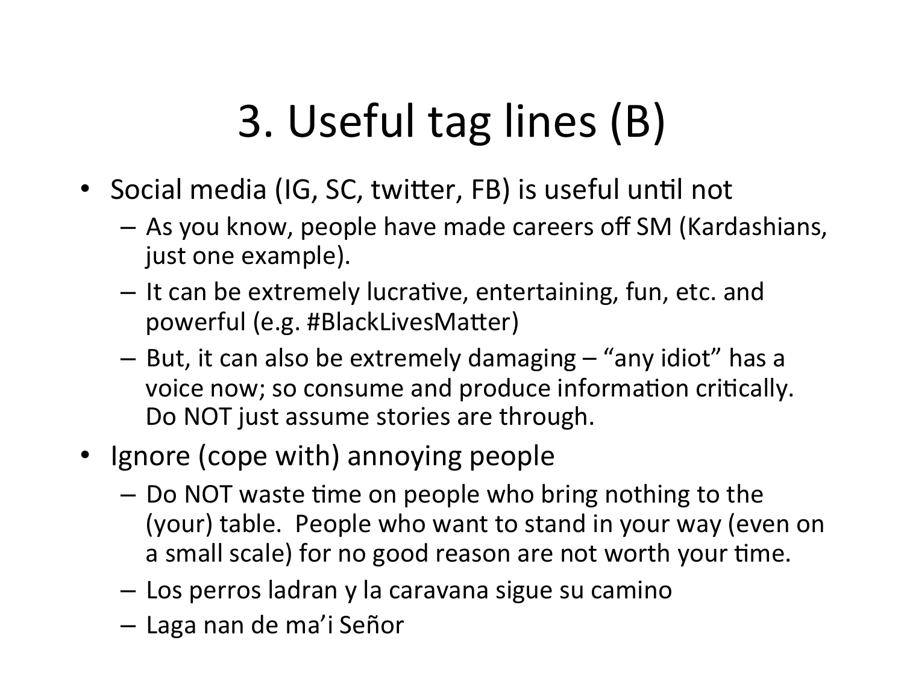# 3. Useful tag lines (B)

- Social media (IG, SC, twitter, FB) is useful until not
  - As you know, people have made careers off SM (Kardashians, just one example).
  - It can be extremely lucrative, entertaining, fun, etc. and powerful (e.g. #BlackLivesMatter)
  - But, it can also be extremely damaging – "any idiot" has a voice now; so consume and produce information critically. Do NOT just assume stories are through.
- Ignore (cope with) annoying people
  - Do NOT waste time on people who bring nothing to the (your) table. People who want to stand in your way (even on a small scale) for no good reason are not worth your time.
  - Los perros ladran y la caravana sigue su camino
  - Laga nan de ma'i Señor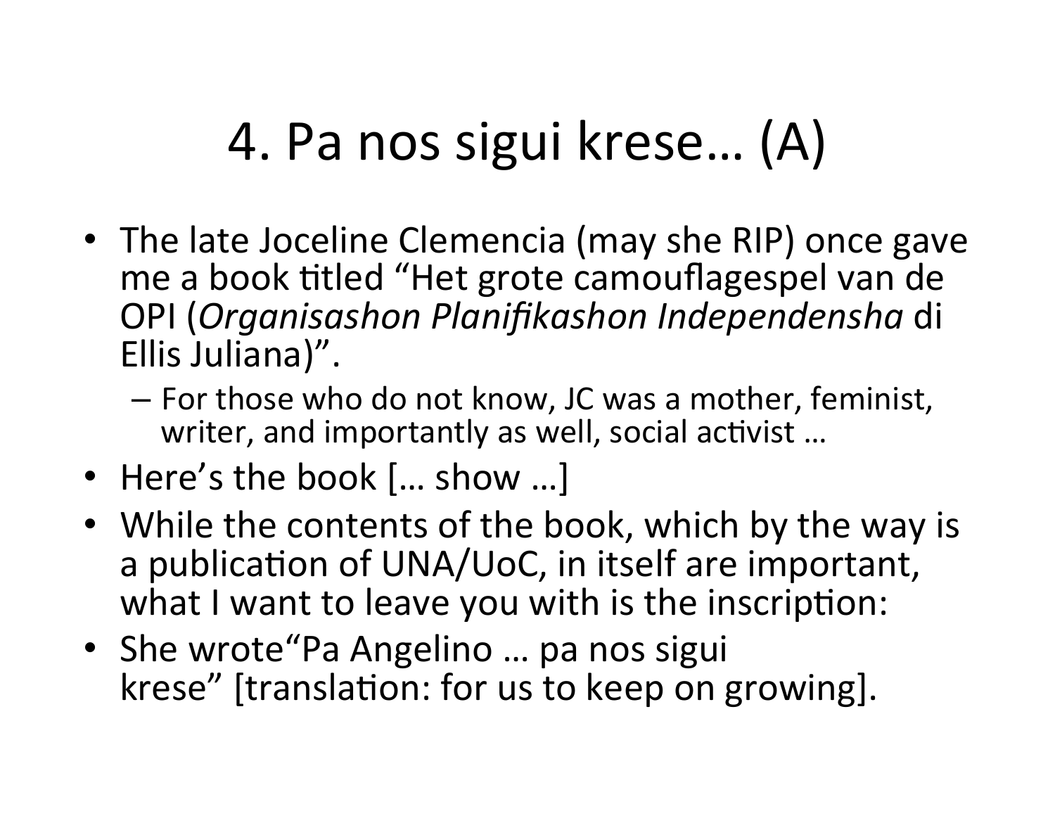# 4. Pa nos sigui krese… (A)

- The late Joceline Clemencia (may she RIP) once gave me a book titled "Het grote camouflagespel van de OPI (*Organisashon Planifikashon Independensha* di Ellis Juliana)".
  - For those who do not know, JC was a mother, feminist, writer, and importantly as well, social activist …
- Here's the book [… show …]
- While the contents of the book, which by the way is a publication of UNA/UoC, in itself are important, what I want to leave you with is the inscription:
- She wrote"Pa Angelino … pa nos sigui krese" [translation: for us to keep on growing].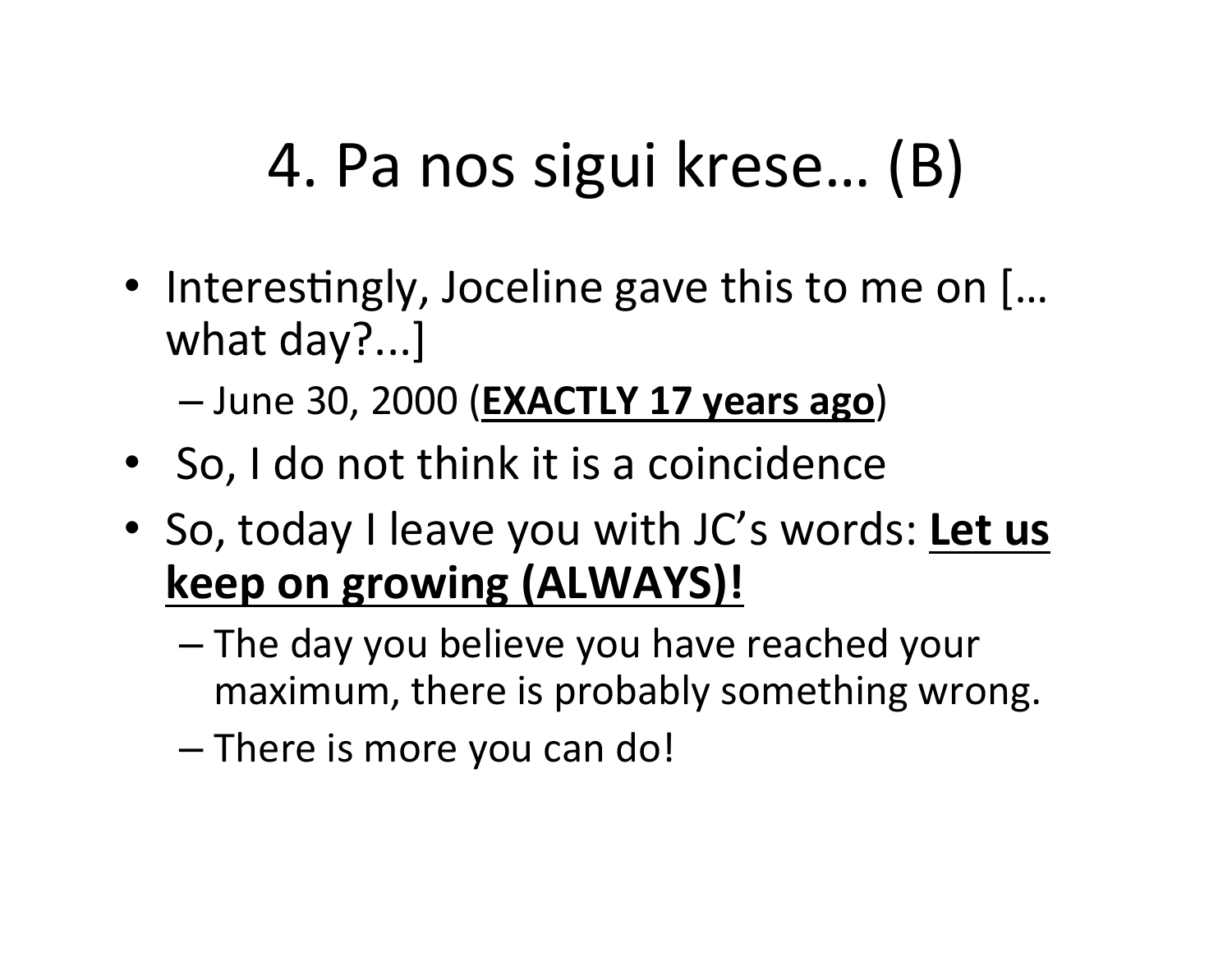# 4. Pa nos sigui krese… (B)

- Interestingly, Joceline gave this to me on [… what day?...]
  - June 30, 2000 (**<u>EXACTLY 17 years ago</u>**)
- So, I do not think it is a coincidence
- So, today I leave you with JC's words: **<u>Let us keep on growing (ALWAYS)!</u>**
  - The day you believe you have reached your maximum, there is probably something wrong.
  - There is more you can do!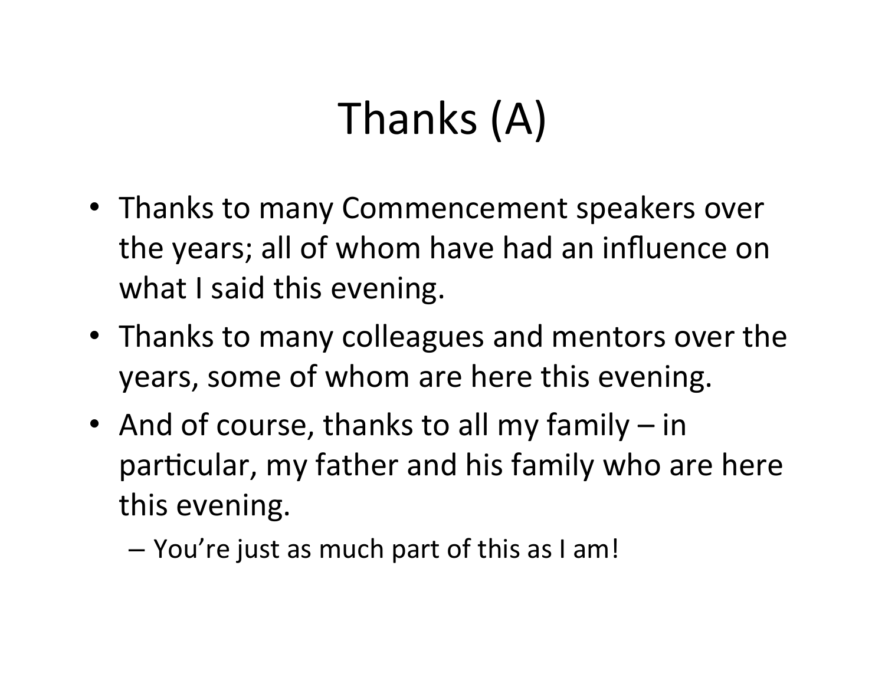# Thanks (A)

- Thanks to many Commencement speakers over the years; all of whom have had an influence on what I said this evening.
- Thanks to many colleagues and mentors over the years, some of whom are here this evening.
- And of course, thanks to all my family – in particular, my father and his family who are here this evening.
  - You're just as much part of this as I am!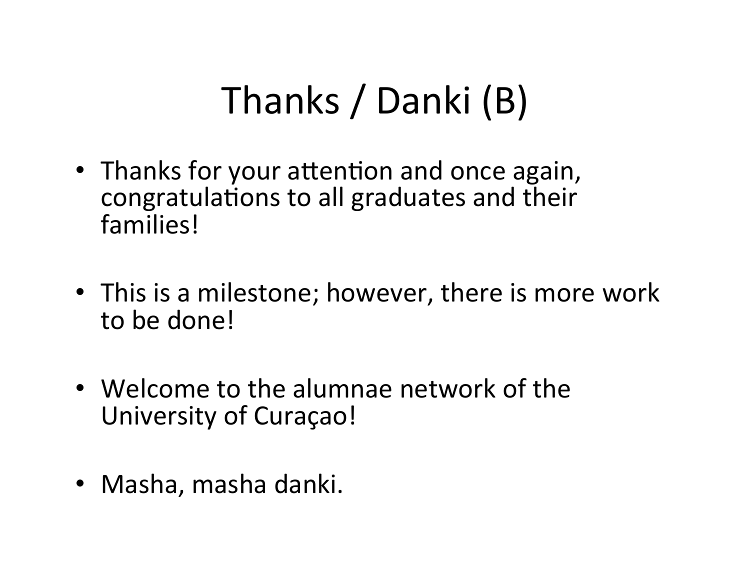# Thanks / Danki (B)

- Thanks for your attention and once again, congratulations to all graduates and their families!
- This is a milestone; however, there is more work to be done!
- Welcome to the alumnae network of the University of Curaçao!
- Masha, masha danki.